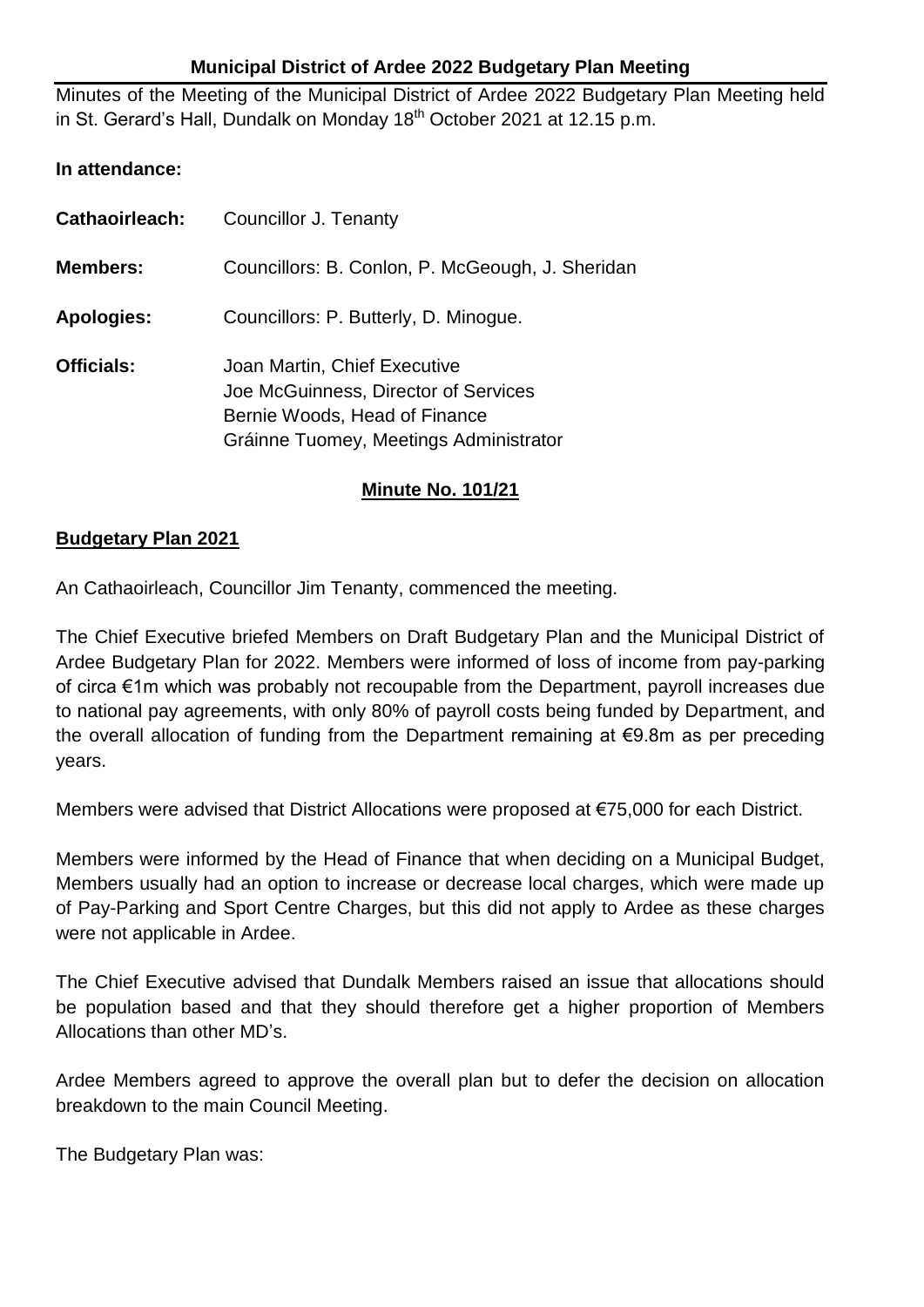## Municipal District of Ardee 2022 Budgetary Plan Meeting

Minutes of the Meeting of the Municipal District of Ardee 2022 Budgetary Plan Meeting held in St. Gerard's Hall, Dundalk on Monday 18th October 2021 at 12.15 p.m.

**In attendance:**

| | |
|---|---|
| **Cathaoirleach:** | Councillor J. Tenanty |
| **Members:** | Councillors: B. Conlon, P. McGeough, J. Sheridan |
| **Apologies:** | Councillors: P. Butterly, D. Minogue. |
| **Officials:** | Joan Martin, Chief Executive<br>Joe McGuinness, Director of Services<br>Bernie Woods, Head of Finance<br>Gráinne Tuomey, Meetings Administrator |

**Minute No. 101/21**

**Budgetary Plan 2021**

An Cathaoirleach, Councillor Jim Tenanty, commenced the meeting.

The Chief Executive briefed Members on Draft Budgetary Plan and the Municipal District of Ardee Budgetary Plan for 2022. Members were informed of loss of income from pay-parking of circa €1m which was probably not recoupable from the Department, payroll increases due to national pay agreements, with only 80% of payroll costs being funded by Department, and the overall allocation of funding from the Department remaining at €9.8m as per preceding years.

Members were advised that District Allocations were proposed at €75,000 for each District.

Members were informed by the Head of Finance that when deciding on a Municipal Budget, Members usually had an option to increase or decrease local charges, which were made up of Pay-Parking and Sport Centre Charges, but this did not apply to Ardee as these charges were not applicable in Ardee.

The Chief Executive advised that Dundalk Members raised an issue that allocations should be population based and that they should therefore get a higher proportion of Members Allocations than other MD's.

Ardee Members agreed to approve the overall plan but to defer the decision on allocation breakdown to the main Council Meeting.

The Budgetary Plan was: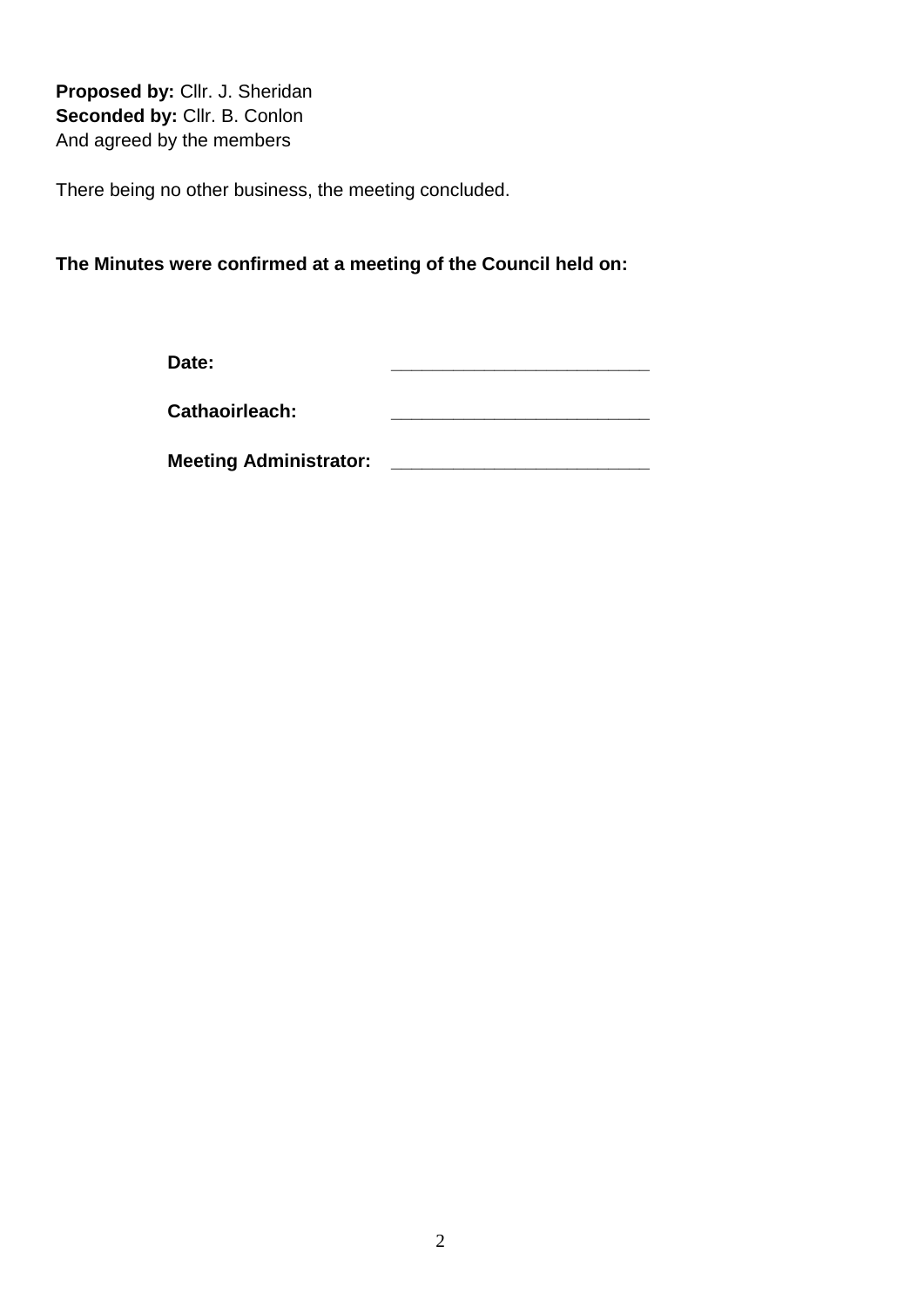**Proposed by:** Cllr. J. Sheridan
**Seconded by:** Cllr. B. Conlon
And agreed by the members

There being no other business, the meeting concluded.

**The Minutes were confirmed at a meeting of the Council held on:**

**Date:** _________________________

**Cathaoirleach:** _________________________

**Meeting Administrator:** _________________________